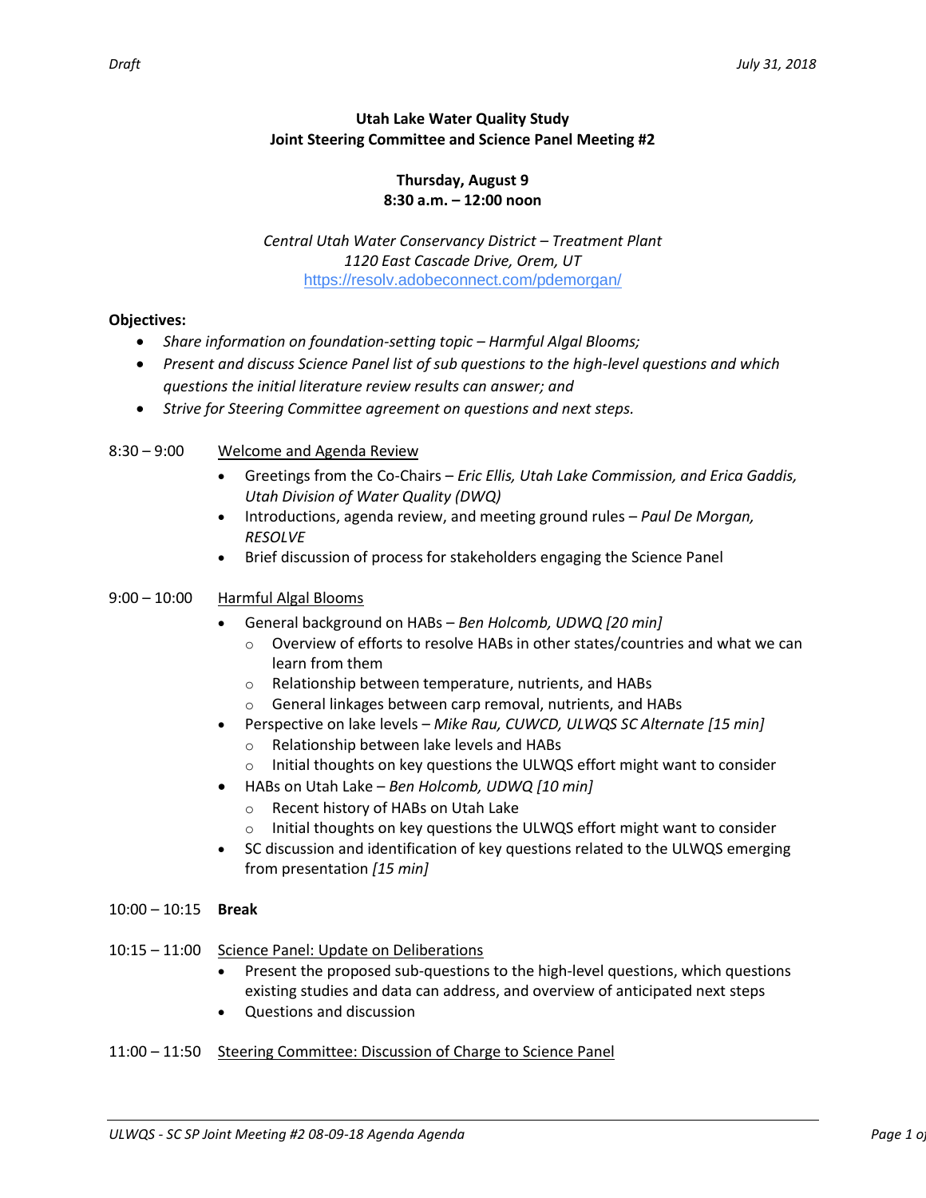**Utah Lake Water Quality Study**
**Joint Steering Committee and Science Panel Meeting #2**

**Thursday, August 9**
**8:30 a.m. – 12:00 noon**

*Central Utah Water Conservancy District – Treatment Plant*
*1120 East Cascade Drive, Orem, UT*
https://resolv.adobeconnect.com/pdemorgan/

**Objectives:**

- *Share information on foundation-setting topic – Harmful Algal Blooms;*
- *Present and discuss Science Panel list of sub questions to the high-level questions and which questions the initial literature review results can answer; and*
- *Strive for Steering Committee agreement on questions and next steps.*

8:30 – 9:00 Welcome and Agenda Review

- Greetings from the Co-Chairs – *Eric Ellis, Utah Lake Commission, and Erica Gaddis, Utah Division of Water Quality (DWQ)*
- Introductions, agenda review, and meeting ground rules – *Paul De Morgan, RESOLVE*
- Brief discussion of process for stakeholders engaging the Science Panel

9:00 – 10:00 Harmful Algal Blooms

- General background on HABs – *Ben Holcomb, UDWQ [20 min]*
  - Overview of efforts to resolve HABs in other states/countries and what we can learn from them
  - Relationship between temperature, nutrients, and HABs
  - General linkages between carp removal, nutrients, and HABs
- Perspective on lake levels – *Mike Rau, CUWCD, ULWQS SC Alternate [15 min]*
  - Relationship between lake levels and HABs
  - Initial thoughts on key questions the ULWQS effort might want to consider
- HABs on Utah Lake – *Ben Holcomb, UDWQ [10 min]*
  - Recent history of HABs on Utah Lake
  - Initial thoughts on key questions the ULWQS effort might want to consider
- SC discussion and identification of key questions related to the ULWQS emerging from presentation *[15 min]*

10:00 – 10:15 **Break**

10:15 – 11:00 Science Panel: Update on Deliberations

- Present the proposed sub-questions to the high-level questions, which questions existing studies and data can address, and overview of anticipated next steps
- Questions and discussion

11:00 – 11:50 Steering Committee: Discussion of Charge to Science Panel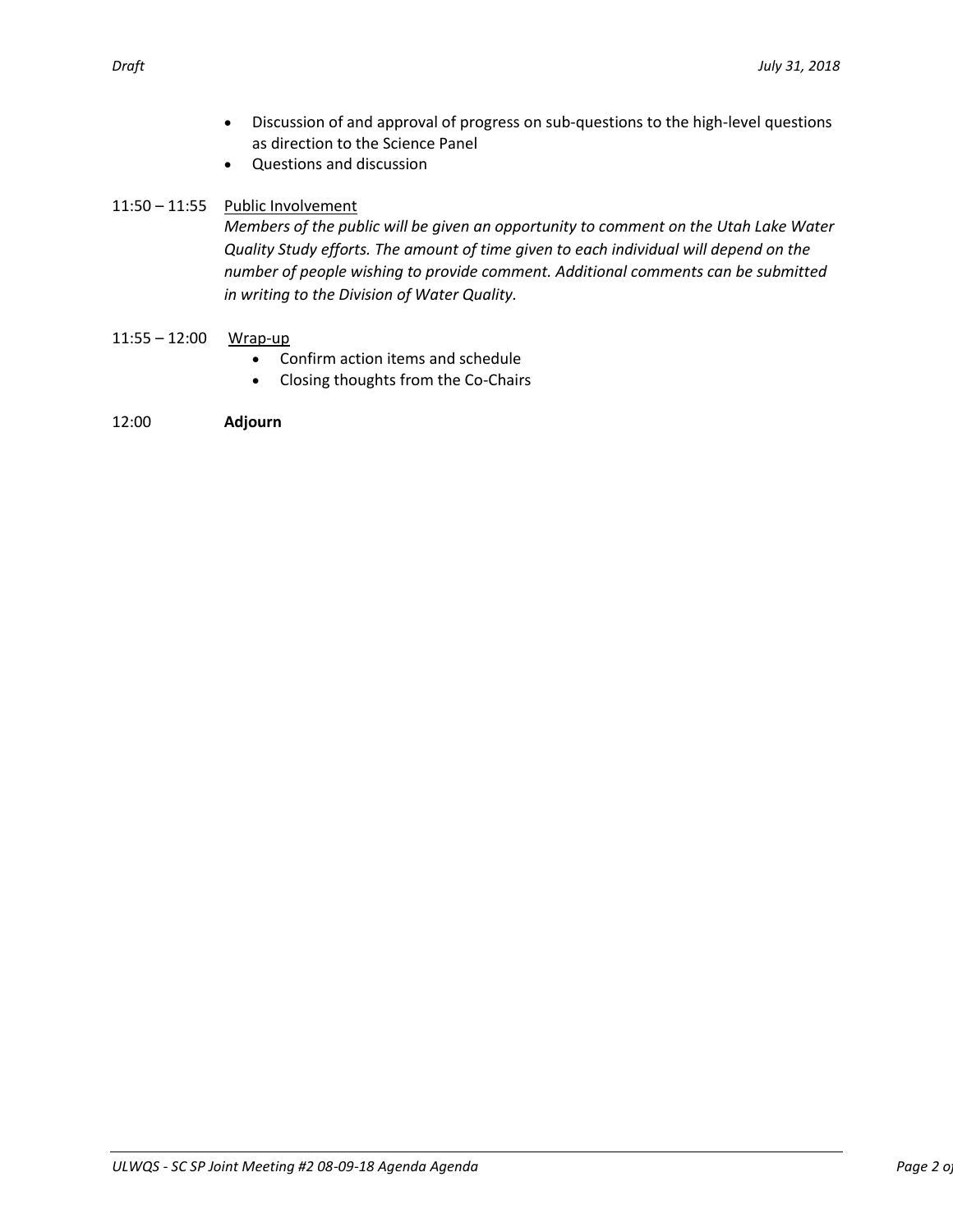- Discussion of and approval of progress on sub-questions to the high-level questions as direction to the Science Panel
- Questions and discussion

11:50 – 11:55 Public Involvement

*Members of the public will be given an opportunity to comment on the Utah Lake Water Quality Study efforts. The amount of time given to each individual will depend on the number of people wishing to provide comment. Additional comments can be submitted in writing to the Division of Water Quality.*

11:55 – 12:00 Wrap-up

- Confirm action items and schedule
- Closing thoughts from the Co-Chairs

12:00 **Adjourn**